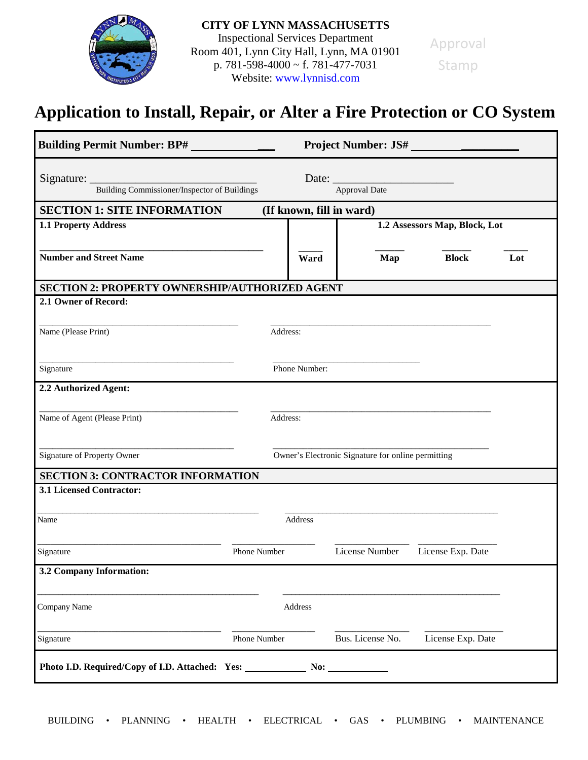**CITY OF LYNN MASSACHUSETTS**
Inspectional Services Department
Room 401, Lynn City Hall, Lynn, MA 01901
p. 781-598-4000 ~ f. 781-477-7031
Website: www.lynnisd.com

Approval Stamp

# Application to Install, Repair, or Alter a Fire Protection or CO System

**Building Permit Number: BP# ______________** **Project Number: JS# ______________**

Signature: ______________________________ Date: ____________________
Building Commissioner/Inspector of Buildings — Approval Date

## SECTION 1: SITE INFORMATION (If known, fill in ward)

| 1.1 Property Address | | 1.2 Assessors Map, Block, Lot | | |
|---|---|---|---|---|
| ______________________________ | _____ | _____ | _____ | _____ |
| Number and Street Name | Ward | Map | Block | Lot |

## SECTION 2: PROPERTY OWNERSHIP/AUTHORIZED AGENT

**2.1 Owner of Record:**

______________________________ ______________________________
Name (Please Print) Address:

______________________________ ______________________________
Signature Phone Number:

**2.2 Authorized Agent:**

______________________________ ______________________________
Name of Agent (Please Print) Address:

______________________________ ______________________________
Signature of Property Owner Owner's Electronic Signature for online permitting

## SECTION 3: CONTRACTOR INFORMATION

**3.1 Licensed Contractor:**

______________________________ ______________________________
Name Address

______________________ ______________ ______________ ______________
Signature Phone Number License Number License Exp. Date

**3.2 Company Information:**

______________________________ ______________________________
Company Name Address

______________________ ______________ ______________ ______________
Signature Phone Number Bus. License No. License Exp. Date

**Photo I.D. Required/Copy of I.D. Attached: Yes: ____________ No: ____________**

BUILDING • PLANNING • HEALTH • ELECTRICAL • GAS • PLUMBING • MAINTENANCE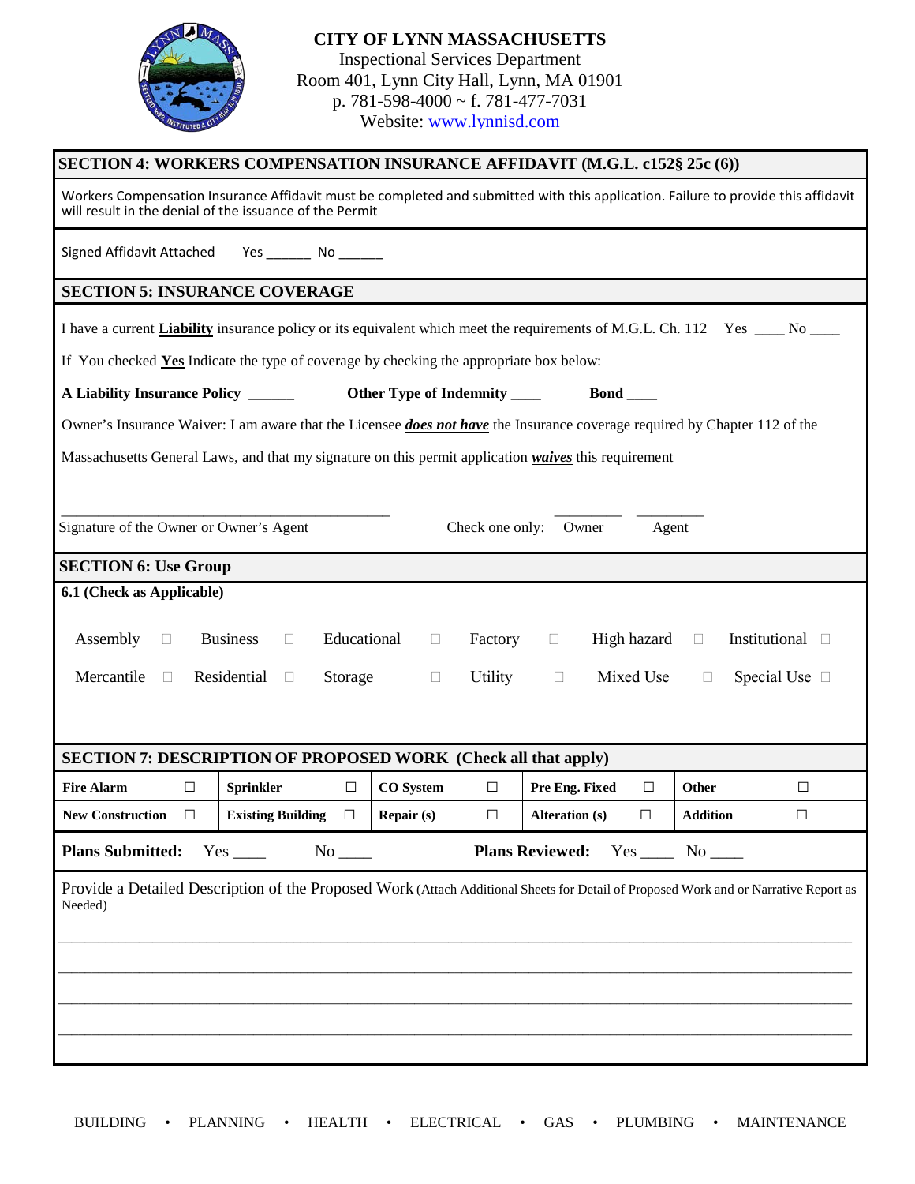**CITY OF LYNN MASSACHUSETTS**
Inspectional Services Department
Room 401, Lynn City Hall, Lynn, MA 01901
p. 781-598-4000 ~ f. 781-477-7031
Website: www.lynnisd.com

## SECTION 4: WORKERS COMPENSATION INSURANCE AFFIDAVIT (M.G.L. c152§ 25c (6))

Workers Compensation Insurance Affidavit must be completed and submitted with this application. Failure to provide this affidavit will result in the denial of the issuance of the Permit

Signed Affidavit Attached Yes ______ No ______

## SECTION 5: INSURANCE COVERAGE

I have a current **Liability** insurance policy or its equivalent which meet the requirements of M.G.L. Ch. 112 Yes ____ No ____

If You checked **Yes** Indicate the type of coverage by checking the appropriate box below:

**A Liability Insurance Policy** ______ **Other Type of Indemnity** ____ **Bond** ____

Owner's Insurance Waiver: I am aware that the Licensee ***does not have*** the Insurance coverage required by Chapter 112 of the Massachusetts General Laws, and that my signature on this permit application ***waives*** this requirement

_____________________________________________
Signature of the Owner or Owner's Agent Check one only: ________ Owner ________ Agent

## SECTION 6: Use Group

**6.1 (Check as Applicable)**

Assembly ☐ Business ☐ Educational ☐ Factory ☐ High hazard ☐ Institutional ☐

Mercantile ☐ Residential ☐ Storage ☐ Utility ☐ Mixed Use ☐ Special Use ☐

## SECTION 7: DESCRIPTION OF PROPOSED WORK (Check all that apply)

| | | | | |
|---|---|---|---|---|
| **Fire Alarm** ☐ | **Sprinkler** ☐ | **CO System** ☐ | **Pre Eng. Fixed** ☐ | **Other** ☐ |
| **New Construction** ☐ | **Existing Building** ☐ | **Repair (s)** ☐ | **Alteration (s)** ☐ | **Addition** ☐ |

**Plans Submitted:** Yes ____ No ____ **Plans Reviewed:** Yes ____ No ____

Provide a Detailed Description of the Proposed Work (Attach Additional Sheets for Detail of Proposed Work and or Narrative Report as Needed)

_____________________________________________________________________________

_____________________________________________________________________________

_____________________________________________________________________________

_____________________________________________________________________________

BUILDING • PLANNING • HEALTH • ELECTRICAL • GAS • PLUMBING • MAINTENANCE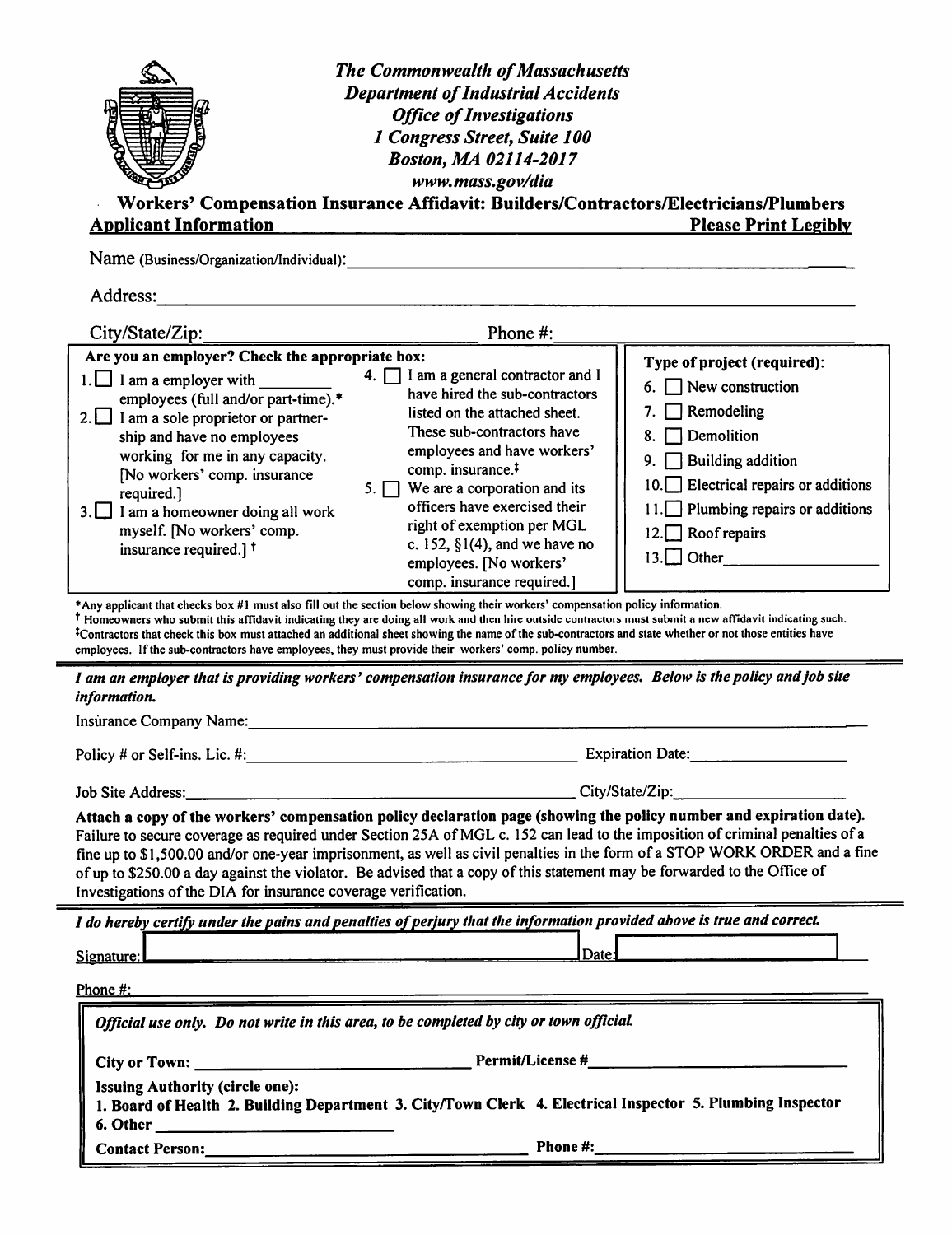*The Commonwealth of Massachusetts*
*Department of Industrial Accidents*
*Office of Investigations*
*1 Congress Street, Suite 100*
*Boston, MA 02114-2017*
*www.mass.gov/dia*

## Workers' Compensation Insurance Affidavit: Builders/Contractors/Electricians/Plumbers

**Applicant Information** **Please Print Legibly**

Name (Business/Organization/Individual): ____________________

Address: ____________________

City/State/Zip: ____________________ Phone #: ____________________

**Are you an employer? Check the appropriate box:**

1. ☐ I am a employer with ________ employees (full and/or part-time).*
2. ☐ I am a sole proprietor or partnership and have no employees working for me in any capacity. [No workers' comp. insurance required.]
3. ☐ I am a homeowner doing all work myself. [No workers' comp. insurance required.] †
4. ☐ I am a general contractor and I have hired the sub-contractors listed on the attached sheet. These sub-contractors have employees and have workers' comp. insurance.‡
5. ☐ We are a corporation and its officers have exercised their right of exemption per MGL c. 152, §1(4), and we have no employees. [No workers' comp. insurance required.]

**Type of project (required):**

6. ☐ New construction
7. ☐ Remodeling
8. ☐ Demolition
9. ☐ Building addition
10. ☐ Electrical repairs or additions
11. ☐ Plumbing repairs or additions
12. ☐ Roof repairs
13. ☐ Other ____________________

*Any applicant that checks box #1 must also fill out the section below showing their workers' compensation policy information.
† Homeowners who submit this affidavit indicating they are doing all work and then hire outside contractors must submit a new affidavit indicating such.
‡Contractors that check this box must attached an additional sheet showing the name of the sub-contractors and state whether or not those entities have employees. If the sub-contractors have employees, they must provide their workers' comp. policy number.

***I am an employer that is providing workers' compensation insurance for my employees. Below is the policy and job site information.***

Insurance Company Name: ____________________

Policy # or Self-ins. Lic. #: ____________________ Expiration Date: ____________________

Job Site Address: ____________________ City/State/Zip: ____________________

**Attach a copy of the workers' compensation policy declaration page (showing the policy number and expiration date).** Failure to secure coverage as required under Section 25A of MGL c. 152 can lead to the imposition of criminal penalties of a fine up to $1,500.00 and/or one-year imprisonment, as well as civil penalties in the form of a STOP WORK ORDER and a fine of up to $250.00 a day against the violator. Be advised that a copy of this statement may be forwarded to the Office of Investigations of the DIA for insurance coverage verification.

***I do hereby certify under the pains and penalties of perjury that the information provided above is true and correct.***

Signature: ____________________ Date: ____________________

Phone #: ____________________

***Official use only. Do not write in this area, to be completed by city or town official.***

**City or Town:** ____________________ **Permit/License #** ____________________

**Issuing Authority (circle one):**
**1. Board of Health 2. Building Department 3. City/Town Clerk 4. Electrical Inspector 5. Plumbing Inspector 6. Other** ____________________

**Contact Person:** ____________________ **Phone #:** ____________________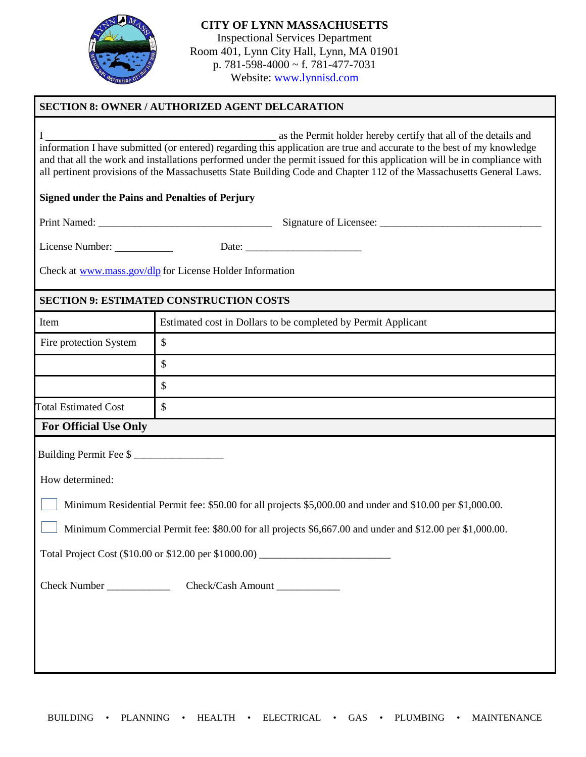**CITY OF LYNN MASSACHUSETTS**
Inspectional Services Department
Room 401, Lynn City Hall, Lynn, MA 01901
p. 781-598-4000 ~ f. 781-477-7031
Website: www.lynnisd.com

## SECTION 8: OWNER / AUTHORIZED AGENT DELCARATION

I _______________________________________ as the Permit holder hereby certify that all of the details and information I have submitted (or entered) regarding this application are true and accurate to the best of my knowledge and that all the work and installations performed under the permit issued for this application will be in compliance with all pertinent provisions of the Massachusetts State Building Code and Chapter 112 of the Massachusetts General Laws.

**Signed under the Pains and Penalties of Perjury**

Print Named: ______________________________ Signature of Licensee: ____________________________

License Number: __________ Date: ____________________

Check at www.mass.gov/dlp for License Holder Information

## SECTION 9: ESTIMATED CONSTRUCTION COSTS

| Item | Estimated cost in Dollars to be completed by Permit Applicant |
|---|---|
| Fire protection System | $ |
| | $ |
| | $ |
| Total Estimated Cost | $ |

## For Official Use Only

Building Permit Fee $ _______________

How determined:

☐ Minimum Residential Permit fee: $50.00 for all projects $5,000.00 and under and $10.00 per $1,000.00.

☐ Minimum Commercial Permit fee: $80.00 for all projects $6,667.00 and under and $12.00 per $1,000.00.

Total Project Cost ($10.00 or $12.00 per $1000.00) ______________________

Check Number ___________ Check/Cash Amount ___________

BUILDING • PLANNING • HEALTH • ELECTRICAL • GAS • PLUMBING • MAINTENANCE